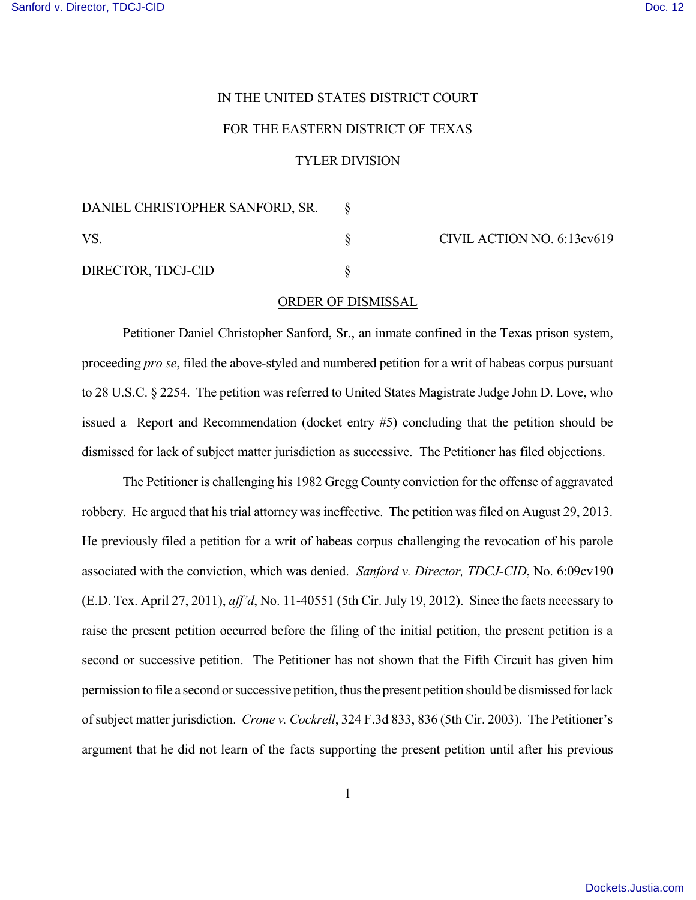IN THE UNITED STATES DISTRICT COURT

FOR THE EASTERN DISTRICT OF TEXAS

TYLER DIVISION

DANIEL CHRISTOPHER SANFORD, SR. §

VS. § CIVIL ACTION NO. 6:13cv619

DIRECTOR, TDCJ-CID §

ORDER OF DISMISSAL

Petitioner Daniel Christopher Sanford, Sr., an inmate confined in the Texas prison system, proceeding *pro se*, filed the above-styled and numbered petition for a writ of habeas corpus pursuant to 28 U.S.C. § 2254. The petition was referred to United States Magistrate Judge John D. Love, who issued a Report and Recommendation (docket entry #5) concluding that the petition should be dismissed for lack of subject matter jurisdiction as successive. The Petitioner has filed objections.

The Petitioner is challenging his 1982 Gregg County conviction for the offense of aggravated robbery. He argued that his trial attorney was ineffective. The petition was filed on August 29, 2013. He previously filed a petition for a writ of habeas corpus challenging the revocation of his parole associated with the conviction, which was denied. *Sanford v. Director, TDCJ-CID*, No. 6:09cv190 (E.D. Tex. April 27, 2011), *aff'd*, No. 11-40551 (5th Cir. July 19, 2012). Since the facts necessary to raise the present petition occurred before the filing of the initial petition, the present petition is a second or successive petition. The Petitioner has not shown that the Fifth Circuit has given him permission to file a second or successive petition, thus the present petition should be dismissed for lack of subject matter jurisdiction. *Crone v. Cockrell*, 324 F.3d 833, 836 (5th Cir. 2003). The Petitioner's argument that he did not learn of the facts supporting the present petition until after his previous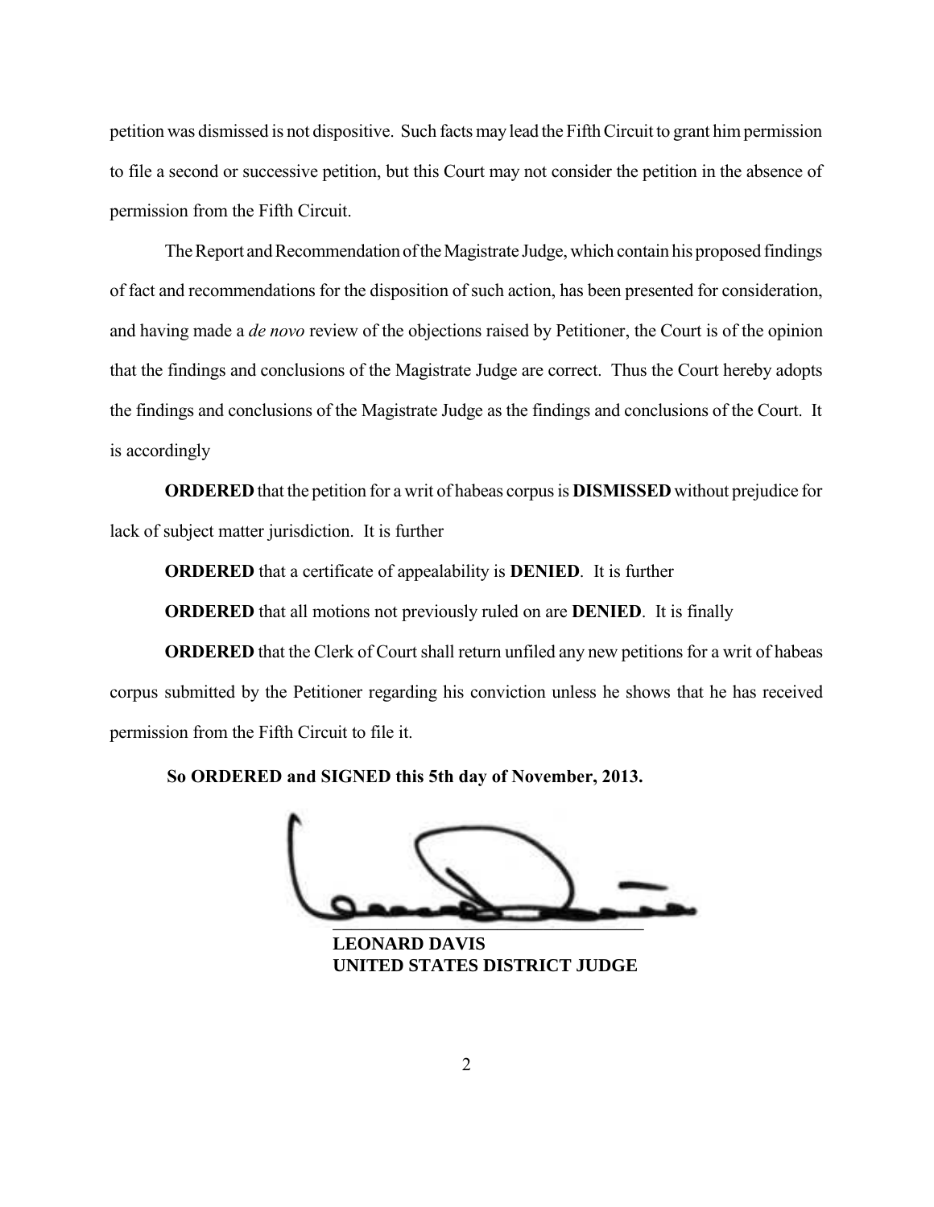petition was dismissed is not dispositive. Such facts may lead the Fifth Circuit to grant him permission to file a second or successive petition, but this Court may not consider the petition in the absence of permission from the Fifth Circuit.

The Report and Recommendation of the Magistrate Judge, which contain his proposed findings of fact and recommendations for the disposition of such action, has been presented for consideration, and having made a *de novo* review of the objections raised by Petitioner, the Court is of the opinion that the findings and conclusions of the Magistrate Judge are correct. Thus the Court hereby adopts the findings and conclusions of the Magistrate Judge as the findings and conclusions of the Court. It is accordingly

**ORDERED** that the petition for a writ of habeas corpus is **DISMISSED** without prejudice for lack of subject matter jurisdiction. It is further

**ORDERED** that a certificate of appealability is **DENIED**. It is further

**ORDERED** that all motions not previously ruled on are **DENIED**. It is finally

**ORDERED** that the Clerk of Court shall return unfiled any new petitions for a writ of habeas corpus submitted by the Petitioner regarding his conviction unless he shows that he has received permission from the Fifth Circuit to file it.

**So ORDERED and SIGNED this 5th day of November, 2013.**

**LEONARD DAVIS**
**UNITED STATES DISTRICT JUDGE**